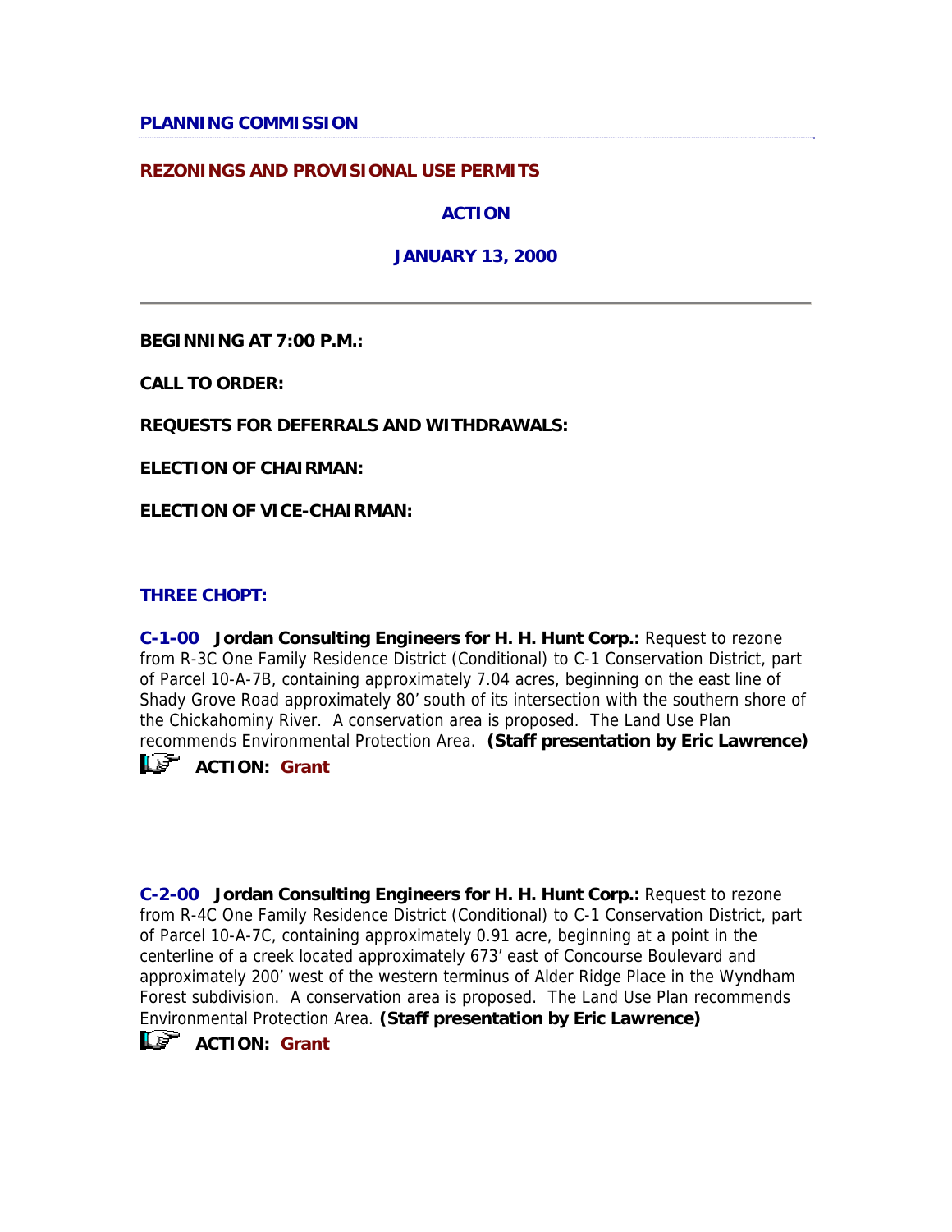**PLANNING COMMISSION**

**REZONINGS AND PROVISIONAL USE PERMITS**

**ACTION**

**JANUARY 13, 2000**

---

**BEGINNING AT 7:00 P.M.:**

**CALL TO ORDER:**

**REQUESTS FOR DEFERRALS AND WITHDRAWALS:**

**ELECTION OF CHAIRMAN:**

**ELECTION OF VICE-CHAIRMAN:**

## THREE CHOPT:

**C-1-00** **Jordan Consulting Engineers for H. H. Hunt Corp.:** Request to rezone from R-3C One Family Residence District (Conditional) to C-1 Conservation District, part of Parcel 10-A-7B, containing approximately 7.04 acres, beginning on the east line of Shady Grove Road approximately 80' south of its intersection with the southern shore of the Chickahominy River. A conservation area is proposed. The Land Use Plan recommends Environmental Protection Area. **(Staff presentation by Eric Lawrence)**

**ACTION: Grant**

**C-2-00** **Jordan Consulting Engineers for H. H. Hunt Corp.:** Request to rezone from R-4C One Family Residence District (Conditional) to C-1 Conservation District, part of Parcel 10-A-7C, containing approximately 0.91 acre, beginning at a point in the centerline of a creek located approximately 673' east of Concourse Boulevard and approximately 200' west of the western terminus of Alder Ridge Place in the Wyndham Forest subdivision. A conservation area is proposed. The Land Use Plan recommends Environmental Protection Area. **(Staff presentation by Eric Lawrence)**

**ACTION: Grant**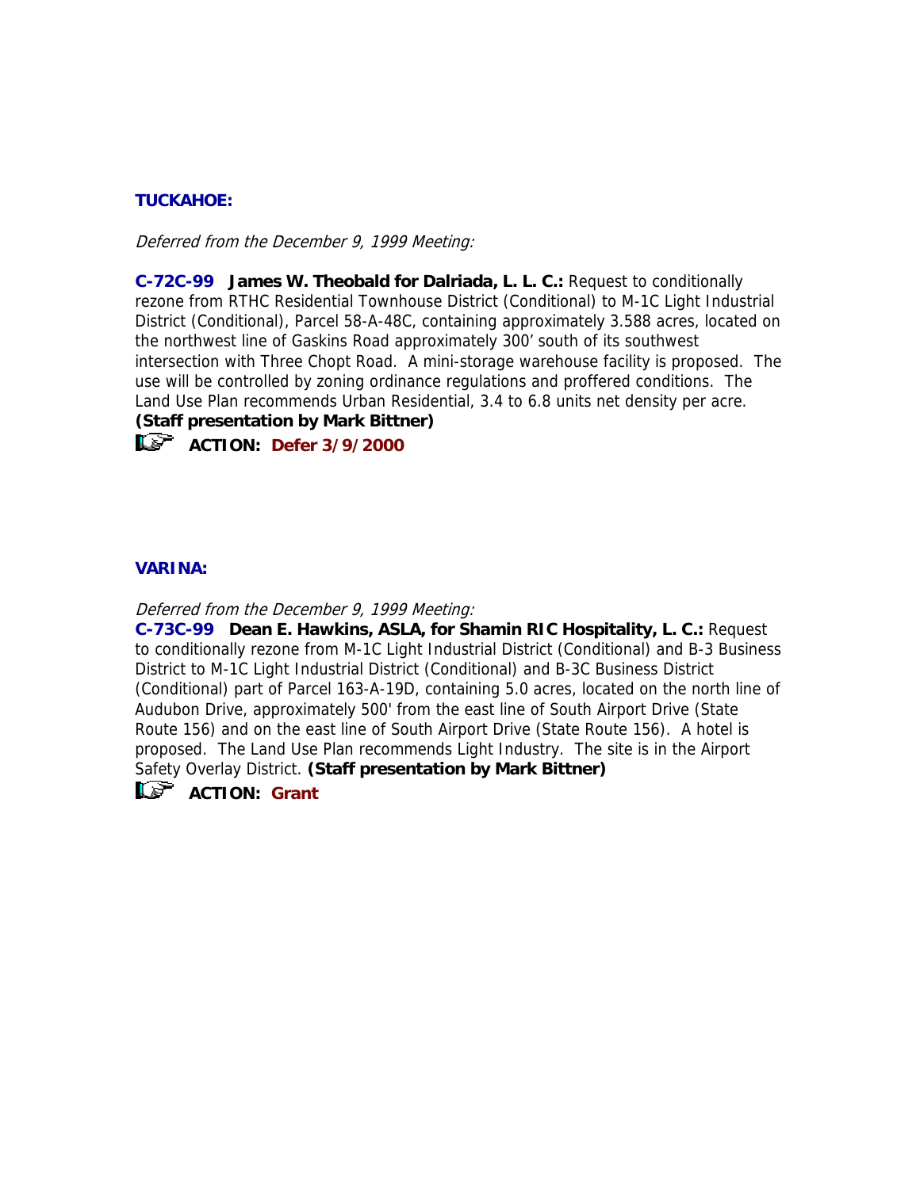**TUCKAHOE:**

*Deferred from the December 9, 1999 Meeting:*

**C-72C-99 James W. Theobald for Dalriada, L. L. C.:** Request to conditionally rezone from RTHC Residential Townhouse District (Conditional) to M-1C Light Industrial District (Conditional), Parcel 58-A-48C, containing approximately 3.588 acres, located on the northwest line of Gaskins Road approximately 300' south of its southwest intersection with Three Chopt Road. A mini-storage warehouse facility is proposed. The use will be controlled by zoning ordinance regulations and proffered conditions. The Land Use Plan recommends Urban Residential, 3.4 to 6.8 units net density per acre. **(Staff presentation by Mark Bittner)**

**ACTION: Defer 3/9/2000**

**VARINA:**

*Deferred from the December 9, 1999 Meeting:*

**C-73C-99 Dean E. Hawkins, ASLA, for Shamin RIC Hospitality, L. C.:** Request to conditionally rezone from M-1C Light Industrial District (Conditional) and B-3 Business District to M-1C Light Industrial District (Conditional) and B-3C Business District (Conditional) part of Parcel 163-A-19D, containing 5.0 acres, located on the north line of Audubon Drive, approximately 500' from the east line of South Airport Drive (State Route 156) and on the east line of South Airport Drive (State Route 156). A hotel is proposed. The Land Use Plan recommends Light Industry. The site is in the Airport Safety Overlay District. **(Staff presentation by Mark Bittner)**

**ACTION: Grant**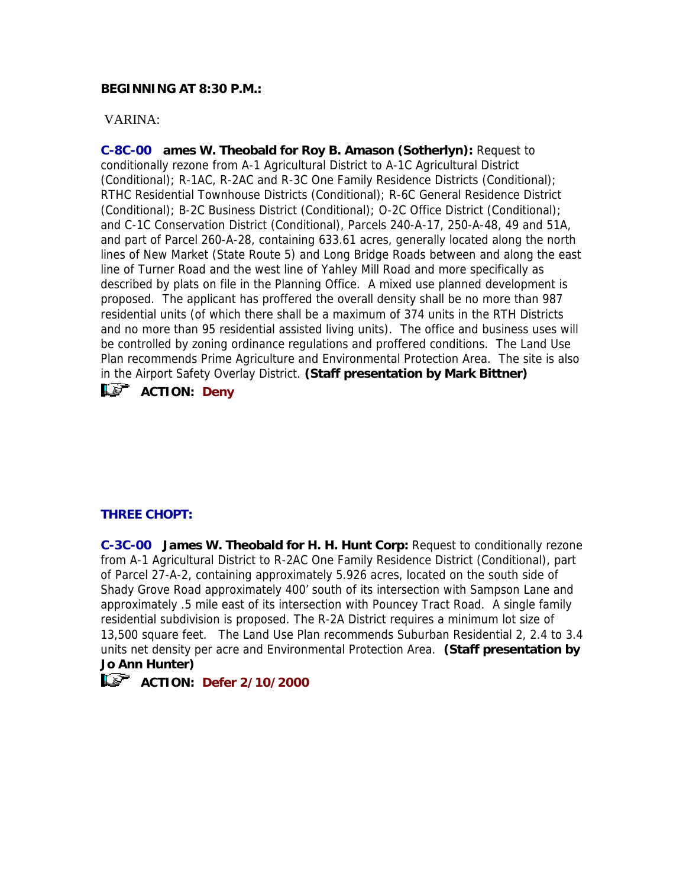**BEGINNING AT 8:30 P.M.:**

VARINA:

**C-8C-00 ames W. Theobald for Roy B. Amason (Sotherlyn):** Request to conditionally rezone from A-1 Agricultural District to A-1C Agricultural District (Conditional); R-1AC, R-2AC and R-3C One Family Residence Districts (Conditional); RTHC Residential Townhouse Districts (Conditional); R-6C General Residence District (Conditional); B-2C Business District (Conditional); O-2C Office District (Conditional); and C-1C Conservation District (Conditional), Parcels 240-A-17, 250-A-48, 49 and 51A, and part of Parcel 260-A-28, containing 633.61 acres, generally located along the north lines of New Market (State Route 5) and Long Bridge Roads between and along the east line of Turner Road and the west line of Yahley Mill Road and more specifically as described by plats on file in the Planning Office. A mixed use planned development is proposed. The applicant has proffered the overall density shall be no more than 987 residential units (of which there shall be a maximum of 374 units in the RTH Districts and no more than 95 residential assisted living units). The office and business uses will be controlled by zoning ordinance regulations and proffered conditions. The Land Use Plan recommends Prime Agriculture and Environmental Protection Area. The site is also in the Airport Safety Overlay District. **(Staff presentation by Mark Bittner)**

**ACTION: Deny**

**THREE CHOPT:**

**C-3C-00 James W. Theobald for H. H. Hunt Corp:** Request to conditionally rezone from A-1 Agricultural District to R-2AC One Family Residence District (Conditional), part of Parcel 27-A-2, containing approximately 5.926 acres, located on the south side of Shady Grove Road approximately 400' south of its intersection with Sampson Lane and approximately .5 mile east of its intersection with Pouncey Tract Road. A single family residential subdivision is proposed. The R-2A District requires a minimum lot size of 13,500 square feet. The Land Use Plan recommends Suburban Residential 2, 2.4 to 3.4 units net density per acre and Environmental Protection Area. **(Staff presentation by Jo Ann Hunter)**

**ACTION: Defer 2/10/2000**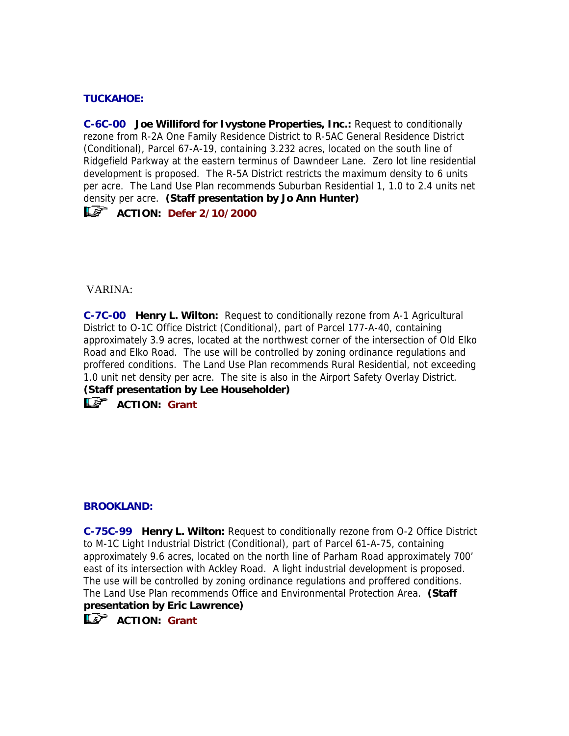**TUCKAHOE:**

**C-6C-00 Joe Williford for Ivystone Properties, Inc.:** Request to conditionally rezone from R-2A One Family Residence District to R-5AC General Residence District (Conditional), Parcel 67-A-19, containing 3.232 acres, located on the south line of Ridgefield Parkway at the eastern terminus of Dawndeer Lane. Zero lot line residential development is proposed. The R-5A District restricts the maximum density to 6 units per acre. The Land Use Plan recommends Suburban Residential 1, 1.0 to 2.4 units net density per acre. **(Staff presentation by Jo Ann Hunter)**

☞ **ACTION: Defer 2/10/2000**

VARINA:

**C-7C-00 Henry L. Wilton:** Request to conditionally rezone from A-1 Agricultural District to O-1C Office District (Conditional), part of Parcel 177-A-40, containing approximately 3.9 acres, located at the northwest corner of the intersection of Old Elko Road and Elko Road. The use will be controlled by zoning ordinance regulations and proffered conditions. The Land Use Plan recommends Rural Residential, not exceeding 1.0 unit net density per acre. The site is also in the Airport Safety Overlay District. **(Staff presentation by Lee Householder)**

☞ **ACTION: Grant**

**BROOKLAND:**

**C-75C-99 Henry L. Wilton:** Request to conditionally rezone from O-2 Office District to M-1C Light Industrial District (Conditional), part of Parcel 61-A-75, containing approximately 9.6 acres, located on the north line of Parham Road approximately 700' east of its intersection with Ackley Road. A light industrial development is proposed. The use will be controlled by zoning ordinance regulations and proffered conditions. The Land Use Plan recommends Office and Environmental Protection Area. **(Staff presentation by Eric Lawrence)**

☞ **ACTION: Grant**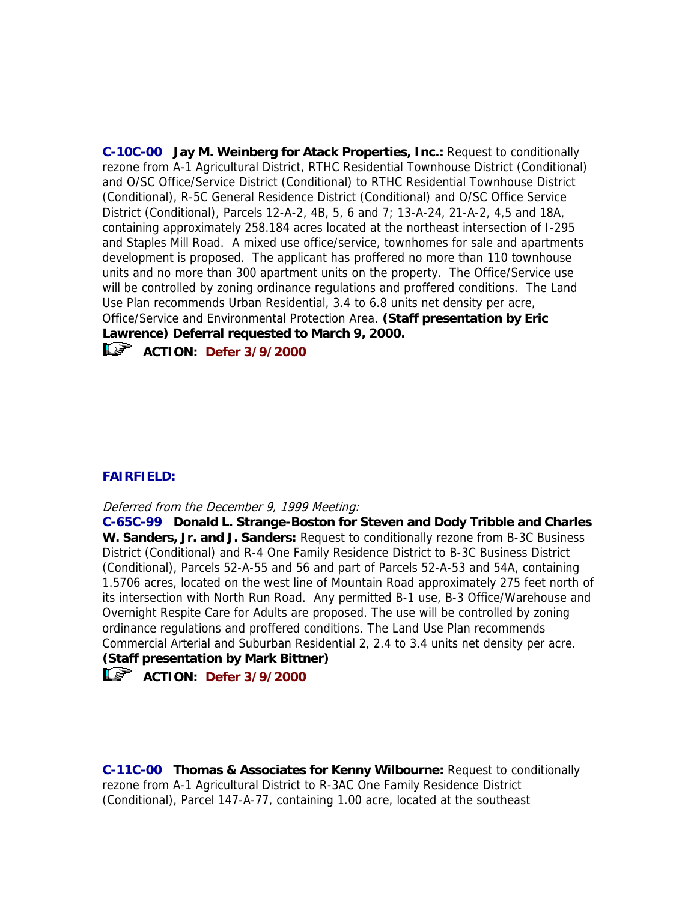**C-10C-00 Jay M. Weinberg for Atack Properties, Inc.:** Request to conditionally rezone from A-1 Agricultural District, RTHC Residential Townhouse District (Conditional) and O/SC Office/Service District (Conditional) to RTHC Residential Townhouse District (Conditional), R-5C General Residence District (Conditional) and O/SC Office Service District (Conditional), Parcels 12-A-2, 4B, 5, 6 and 7; 13-A-24, 21-A-2, 4,5 and 18A, containing approximately 258.184 acres located at the northeast intersection of I-295 and Staples Mill Road. A mixed use office/service, townhomes for sale and apartments development is proposed. The applicant has proffered no more than 110 townhouse units and no more than 300 apartment units on the property. The Office/Service use will be controlled by zoning ordinance regulations and proffered conditions. The Land Use Plan recommends Urban Residential, 3.4 to 6.8 units net density per acre, Office/Service and Environmental Protection Area. **(Staff presentation by Eric Lawrence) Deferral requested to March 9, 2000.**

☞ **ACTION: Defer 3/9/2000**

**FAIRFIELD:**

*Deferred from the December 9, 1999 Meeting:*

**C-65C-99 Donald L. Strange-Boston for Steven and Dody Tribble and Charles W. Sanders, Jr. and J. Sanders:** Request to conditionally rezone from B-3C Business District (Conditional) and R-4 One Family Residence District to B-3C Business District (Conditional), Parcels 52-A-55 and 56 and part of Parcels 52-A-53 and 54A, containing 1.5706 acres, located on the west line of Mountain Road approximately 275 feet north of its intersection with North Run Road. Any permitted B-1 use, B-3 Office/Warehouse and Overnight Respite Care for Adults are proposed. The use will be controlled by zoning ordinance regulations and proffered conditions. The Land Use Plan recommends Commercial Arterial and Suburban Residential 2, 2.4 to 3.4 units net density per acre. **(Staff presentation by Mark Bittner)**

☞ **ACTION: Defer 3/9/2000**

**C-11C-00 Thomas & Associates for Kenny Wilbourne:** Request to conditionally rezone from A-1 Agricultural District to R-3AC One Family Residence District (Conditional), Parcel 147-A-77, containing 1.00 acre, located at the southeast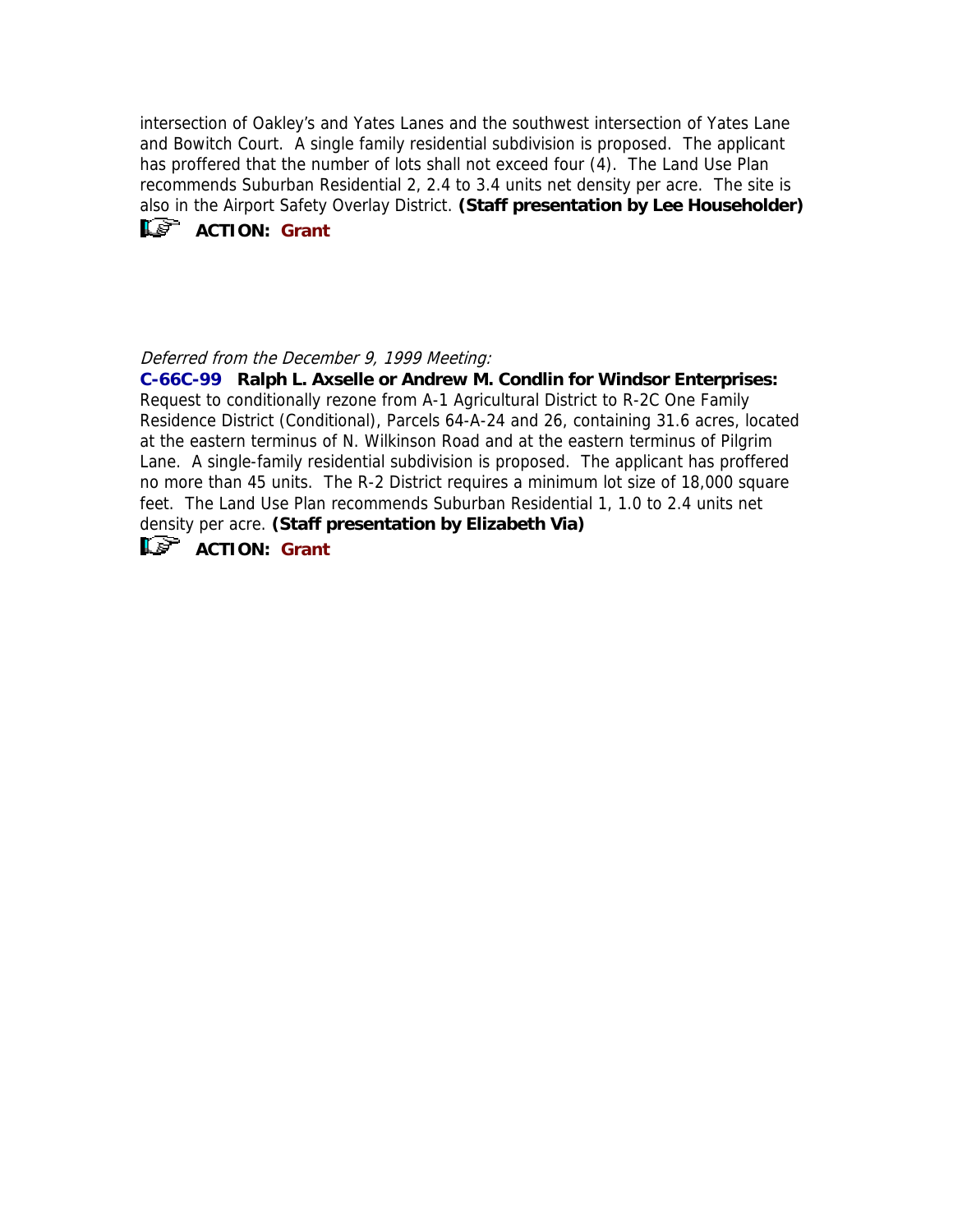intersection of Oakley's and Yates Lanes and the southwest intersection of Yates Lane and Bowitch Court. A single family residential subdivision is proposed. The applicant has proffered that the number of lots shall not exceed four (4). The Land Use Plan recommends Suburban Residential 2, 2.4 to 3.4 units net density per acre. The site is also in the Airport Safety Overlay District. **(Staff presentation by Lee Householder)**

**ACTION: Grant**

*Deferred from the December 9, 1999 Meeting:*

**C-66C-99 Ralph L. Axselle or Andrew M. Condlin for Windsor Enterprises:** Request to conditionally rezone from A-1 Agricultural District to R-2C One Family Residence District (Conditional), Parcels 64-A-24 and 26, containing 31.6 acres, located at the eastern terminus of N. Wilkinson Road and at the eastern terminus of Pilgrim Lane. A single-family residential subdivision is proposed. The applicant has proffered no more than 45 units. The R-2 District requires a minimum lot size of 18,000 square feet. The Land Use Plan recommends Suburban Residential 1, 1.0 to 2.4 units net density per acre. **(Staff presentation by Elizabeth Via)**

**ACTION: Grant**